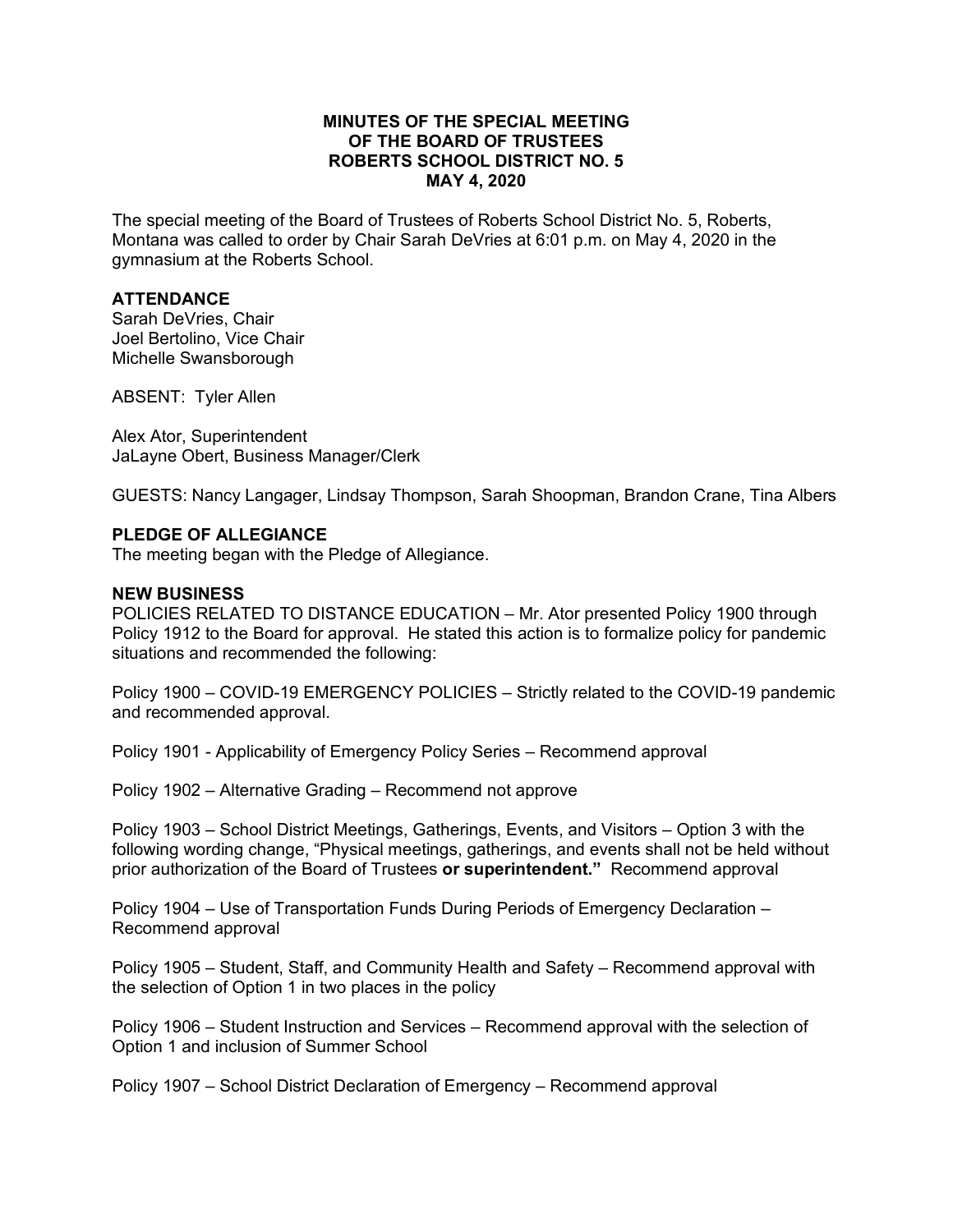**MINUTES OF THE SPECIAL MEETING
OF THE BOARD OF TRUSTEES
ROBERTS SCHOOL DISTRICT NO. 5
MAY 4, 2020**

The special meeting of the Board of Trustees of Roberts School District No. 5, Roberts, Montana was called to order by Chair Sarah DeVries at 6:01 p.m. on May 4, 2020 in the gymnasium at the Roberts School.

**ATTENDANCE**
Sarah DeVries, Chair
Joel Bertolino, Vice Chair
Michelle Swansborough

ABSENT: Tyler Allen

Alex Ator, Superintendent
JaLayne Obert, Business Manager/Clerk

GUESTS: Nancy Langager, Lindsay Thompson, Sarah Shoopman, Brandon Crane, Tina Albers

**PLEDGE OF ALLEGIANCE**
The meeting began with the Pledge of Allegiance.

**NEW BUSINESS**
POLICIES RELATED TO DISTANCE EDUCATION – Mr. Ator presented Policy 1900 through Policy 1912 to the Board for approval. He stated this action is to formalize policy for pandemic situations and recommended the following:

Policy 1900 – COVID-19 EMERGENCY POLICIES – Strictly related to the COVID-19 pandemic and recommended approval.

Policy 1901 - Applicability of Emergency Policy Series – Recommend approval

Policy 1902 – Alternative Grading – Recommend not approve

Policy 1903 – School District Meetings, Gatherings, Events, and Visitors – Option 3 with the following wording change, "Physical meetings, gatherings, and events shall not be held without prior authorization of the Board of Trustees **or superintendent."** Recommend approval

Policy 1904 – Use of Transportation Funds During Periods of Emergency Declaration – Recommend approval

Policy 1905 – Student, Staff, and Community Health and Safety – Recommend approval with the selection of Option 1 in two places in the policy

Policy 1906 – Student Instruction and Services – Recommend approval with the selection of Option 1 and inclusion of Summer School

Policy 1907 – School District Declaration of Emergency – Recommend approval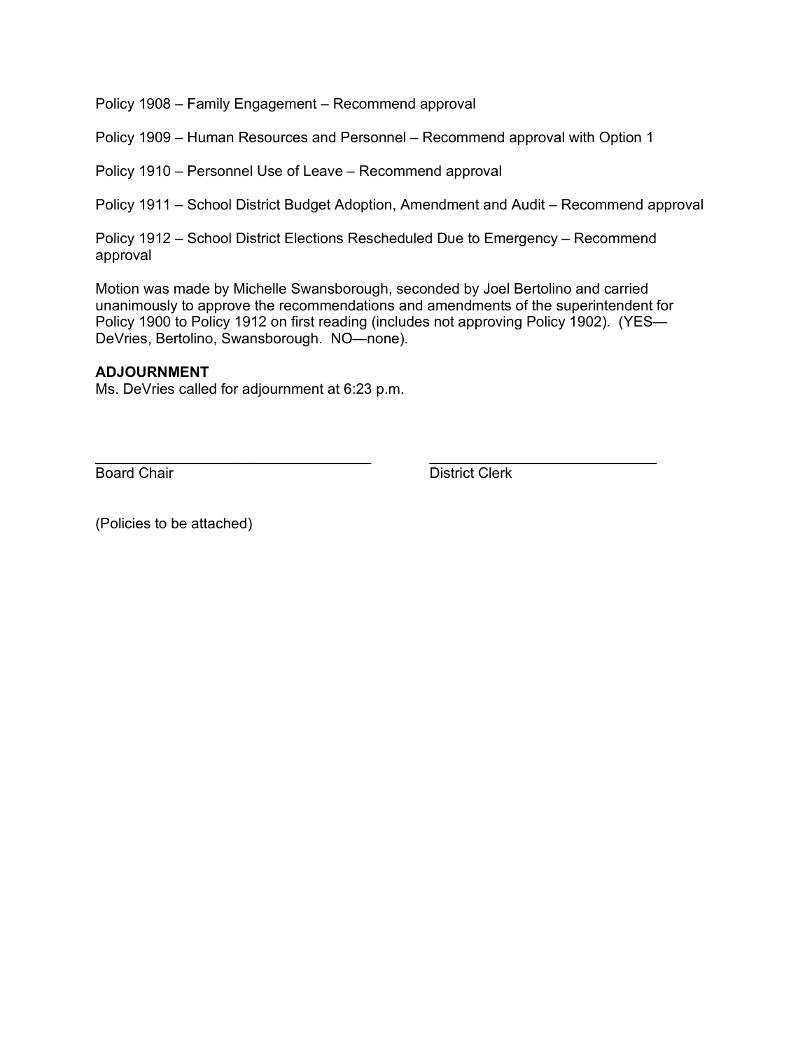Policy 1908 – Family Engagement – Recommend approval

Policy 1909 – Human Resources and Personnel – Recommend approval with Option 1

Policy 1910 – Personnel Use of Leave – Recommend approval

Policy 1911 – School District Budget Adoption, Amendment and Audit – Recommend approval

Policy 1912 – School District Elections Rescheduled Due to Emergency – Recommend approval

Motion was made by Michelle Swansborough, seconded by Joel Bertolino and carried unanimously to approve the recommendations and amendments of the superintendent for Policy 1900 to Policy 1912 on first reading (includes not approving Policy 1902). (YES—DeVries, Bertolino, Swansborough. NO—none).

**ADJOURNMENT**
Ms. DeVries called for adjournment at 6:23 p.m.

\_\_\_\_\_\_\_\_\_\_\_\_\_\_\_\_\_\_\_\_\_\_\_\_\_\_\_\_\_\_\_\_\_\_\_\_ \_\_\_\_\_\_\_\_\_\_\_\_\_\_\_\_\_\_\_\_\_\_\_\_\_\_\_\_\_\_
Board Chair District Clerk

(Policies to be attached)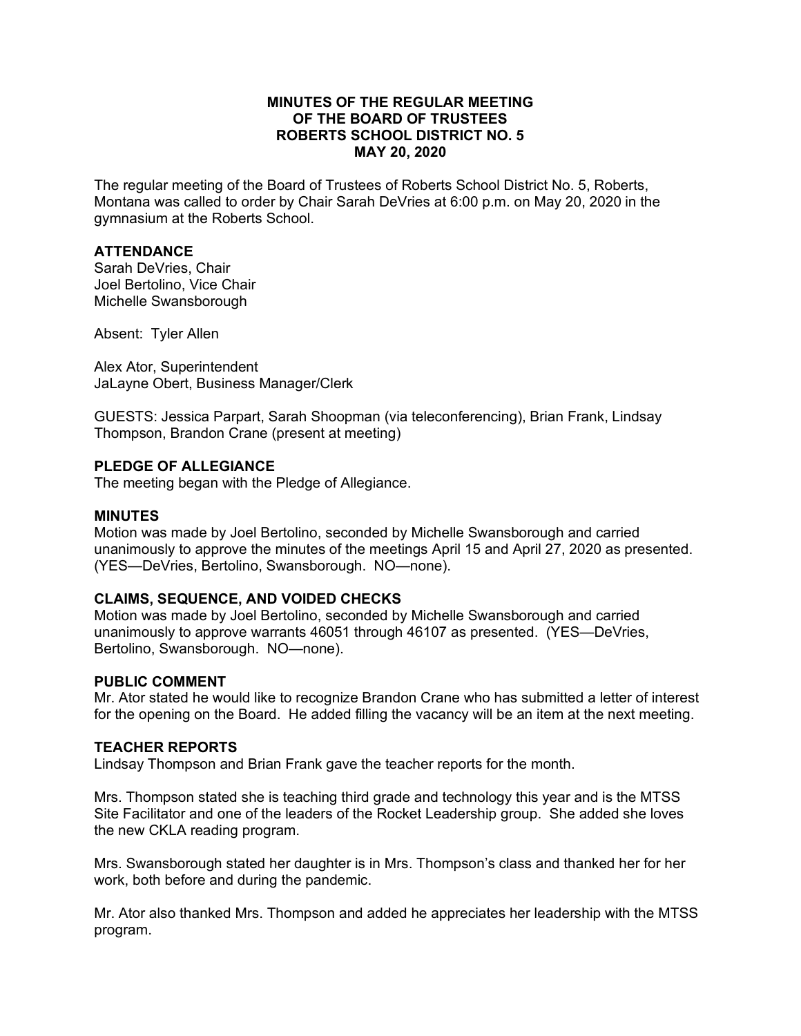# MINUTES OF THE REGULAR MEETING OF THE BOARD OF TRUSTEES ROBERTS SCHOOL DISTRICT NO. 5 MAY 20, 2020

The regular meeting of the Board of Trustees of Roberts School District No. 5, Roberts, Montana was called to order by Chair Sarah DeVries at 6:00 p.m. on May 20, 2020 in the gymnasium at the Roberts School.

## ATTENDANCE

Sarah DeVries, Chair
Joel Bertolino, Vice Chair
Michelle Swansborough

Absent: Tyler Allen

Alex Ator, Superintendent
JaLayne Obert, Business Manager/Clerk

GUESTS: Jessica Parpart, Sarah Shoopman (via teleconferencing), Brian Frank, Lindsay Thompson, Brandon Crane (present at meeting)

## PLEDGE OF ALLEGIANCE

The meeting began with the Pledge of Allegiance.

## MINUTES

Motion was made by Joel Bertolino, seconded by Michelle Swansborough and carried unanimously to approve the minutes of the meetings April 15 and April 27, 2020 as presented. (YES—DeVries, Bertolino, Swansborough. NO—none).

## CLAIMS, SEQUENCE, AND VOIDED CHECKS

Motion was made by Joel Bertolino, seconded by Michelle Swansborough and carried unanimously to approve warrants 46051 through 46107 as presented. (YES—DeVries, Bertolino, Swansborough. NO—none).

## PUBLIC COMMENT

Mr. Ator stated he would like to recognize Brandon Crane who has submitted a letter of interest for the opening on the Board. He added filling the vacancy will be an item at the next meeting.

## TEACHER REPORTS

Lindsay Thompson and Brian Frank gave the teacher reports for the month.

Mrs. Thompson stated she is teaching third grade and technology this year and is the MTSS Site Facilitator and one of the leaders of the Rocket Leadership group. She added she loves the new CKLA reading program.

Mrs. Swansborough stated her daughter is in Mrs. Thompson's class and thanked her for her work, both before and during the pandemic.

Mr. Ator also thanked Mrs. Thompson and added he appreciates her leadership with the MTSS program.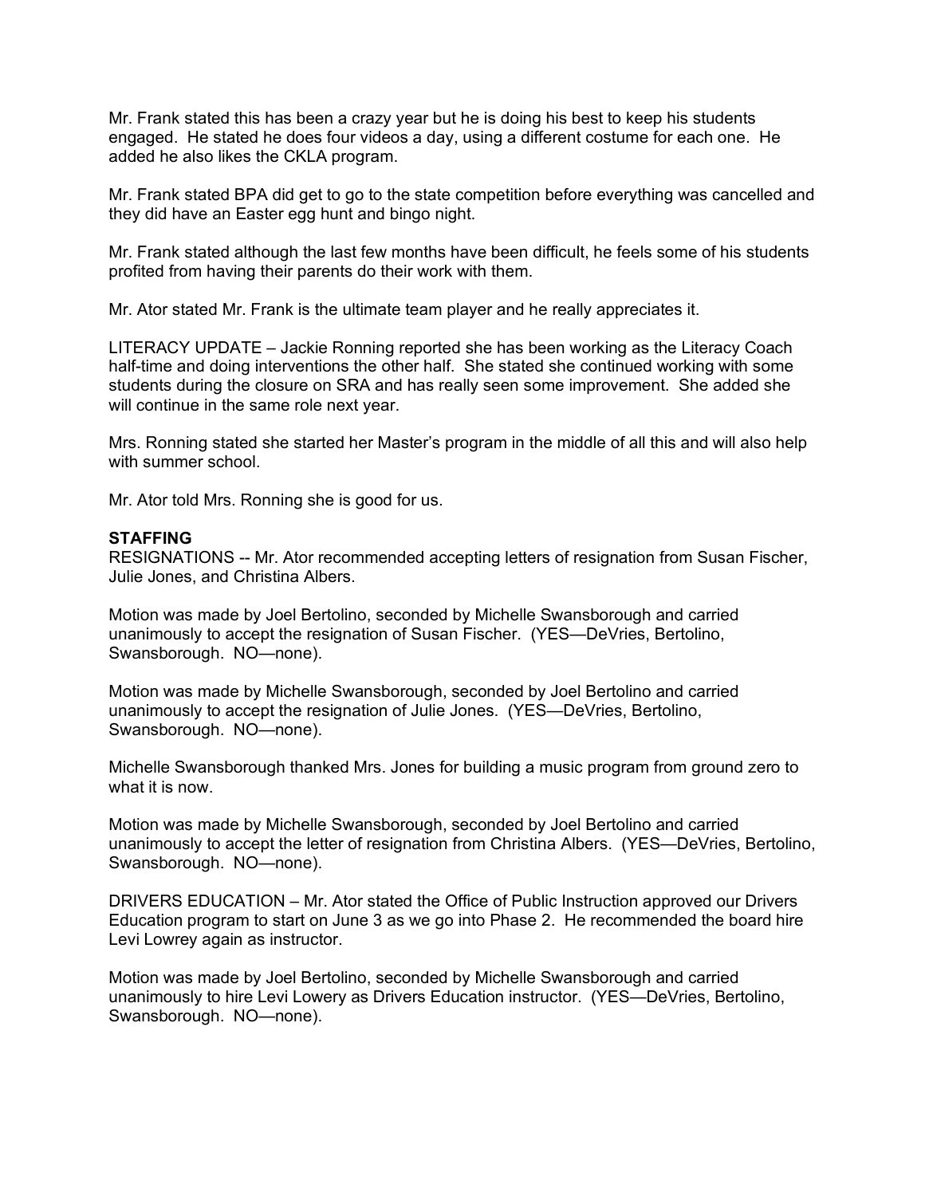Mr. Frank stated this has been a crazy year but he is doing his best to keep his students engaged. He stated he does four videos a day, using a different costume for each one. He added he also likes the CKLA program.

Mr. Frank stated BPA did get to go to the state competition before everything was cancelled and they did have an Easter egg hunt and bingo night.

Mr. Frank stated although the last few months have been difficult, he feels some of his students profited from having their parents do their work with them.

Mr. Ator stated Mr. Frank is the ultimate team player and he really appreciates it.

LITERACY UPDATE – Jackie Ronning reported she has been working as the Literacy Coach half-time and doing interventions the other half. She stated she continued working with some students during the closure on SRA and has really seen some improvement. She added she will continue in the same role next year.

Mrs. Ronning stated she started her Master's program in the middle of all this and will also help with summer school.

Mr. Ator told Mrs. Ronning she is good for us.

**STAFFING**

RESIGNATIONS -- Mr. Ator recommended accepting letters of resignation from Susan Fischer, Julie Jones, and Christina Albers.

Motion was made by Joel Bertolino, seconded by Michelle Swansborough and carried unanimously to accept the resignation of Susan Fischer. (YES—DeVries, Bertolino, Swansborough. NO—none).

Motion was made by Michelle Swansborough, seconded by Joel Bertolino and carried unanimously to accept the resignation of Julie Jones. (YES—DeVries, Bertolino, Swansborough. NO—none).

Michelle Swansborough thanked Mrs. Jones for building a music program from ground zero to what it is now.

Motion was made by Michelle Swansborough, seconded by Joel Bertolino and carried unanimously to accept the letter of resignation from Christina Albers. (YES—DeVries, Bertolino, Swansborough. NO—none).

DRIVERS EDUCATION – Mr. Ator stated the Office of Public Instruction approved our Drivers Education program to start on June 3 as we go into Phase 2. He recommended the board hire Levi Lowrey again as instructor.

Motion was made by Joel Bertolino, seconded by Michelle Swansborough and carried unanimously to hire Levi Lowery as Drivers Education instructor. (YES—DeVries, Bertolino, Swansborough. NO—none).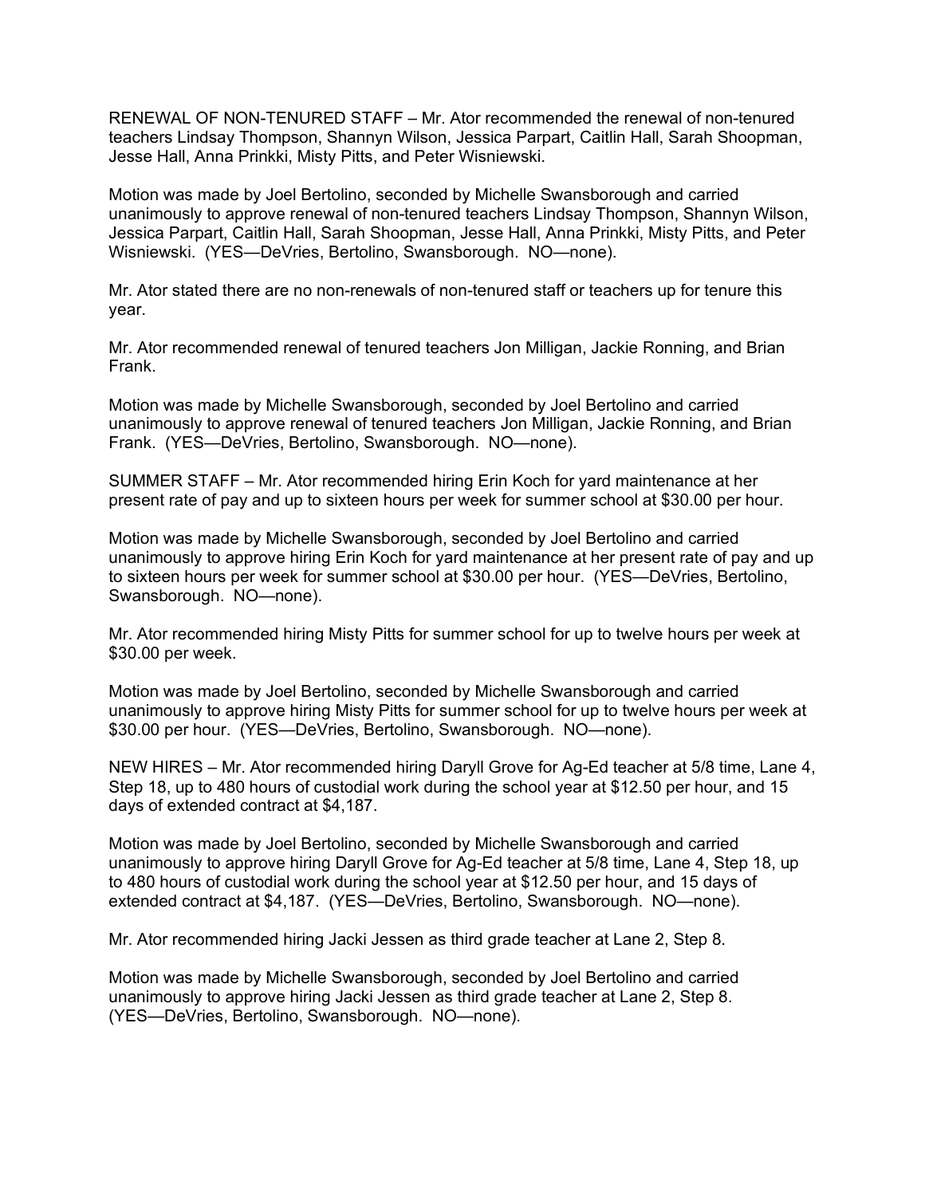RENEWAL OF NON-TENURED STAFF – Mr. Ator recommended the renewal of non-tenured teachers Lindsay Thompson, Shannyn Wilson, Jessica Parpart, Caitlin Hall, Sarah Shoopman, Jesse Hall, Anna Prinkki, Misty Pitts, and Peter Wisniewski.

Motion was made by Joel Bertolino, seconded by Michelle Swansborough and carried unanimously to approve renewal of non-tenured teachers Lindsay Thompson, Shannyn Wilson, Jessica Parpart, Caitlin Hall, Sarah Shoopman, Jesse Hall, Anna Prinkki, Misty Pitts, and Peter Wisniewski. (YES—DeVries, Bertolino, Swansborough. NO—none).

Mr. Ator stated there are no non-renewals of non-tenured staff or teachers up for tenure this year.

Mr. Ator recommended renewal of tenured teachers Jon Milligan, Jackie Ronning, and Brian Frank.

Motion was made by Michelle Swansborough, seconded by Joel Bertolino and carried unanimously to approve renewal of tenured teachers Jon Milligan, Jackie Ronning, and Brian Frank. (YES—DeVries, Bertolino, Swansborough. NO—none).

SUMMER STAFF – Mr. Ator recommended hiring Erin Koch for yard maintenance at her present rate of pay and up to sixteen hours per week for summer school at $30.00 per hour.

Motion was made by Michelle Swansborough, seconded by Joel Bertolino and carried unanimously to approve hiring Erin Koch for yard maintenance at her present rate of pay and up to sixteen hours per week for summer school at $30.00 per hour. (YES—DeVries, Bertolino, Swansborough. NO—none).

Mr. Ator recommended hiring Misty Pitts for summer school for up to twelve hours per week at $30.00 per week.

Motion was made by Joel Bertolino, seconded by Michelle Swansborough and carried unanimously to approve hiring Misty Pitts for summer school for up to twelve hours per week at $30.00 per hour. (YES—DeVries, Bertolino, Swansborough. NO—none).

NEW HIRES – Mr. Ator recommended hiring Daryll Grove for Ag-Ed teacher at 5/8 time, Lane 4, Step 18, up to 480 hours of custodial work during the school year at $12.50 per hour, and 15 days of extended contract at $4,187.

Motion was made by Joel Bertolino, seconded by Michelle Swansborough and carried unanimously to approve hiring Daryll Grove for Ag-Ed teacher at 5/8 time, Lane 4, Step 18, up to 480 hours of custodial work during the school year at $12.50 per hour, and 15 days of extended contract at $4,187. (YES—DeVries, Bertolino, Swansborough. NO—none).

Mr. Ator recommended hiring Jacki Jessen as third grade teacher at Lane 2, Step 8.

Motion was made by Michelle Swansborough, seconded by Joel Bertolino and carried unanimously to approve hiring Jacki Jessen as third grade teacher at Lane 2, Step 8. (YES—DeVries, Bertolino, Swansborough. NO—none).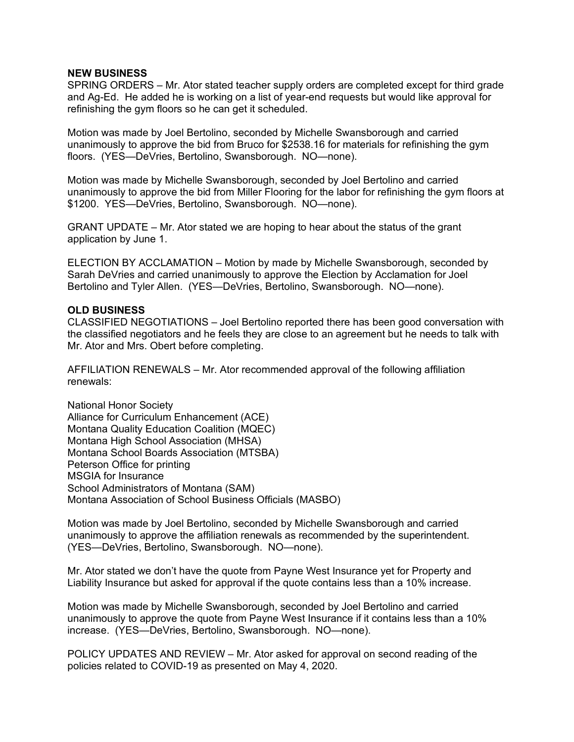**NEW BUSINESS**

SPRING ORDERS – Mr. Ator stated teacher supply orders are completed except for third grade and Ag-Ed. He added he is working on a list of year-end requests but would like approval for refinishing the gym floors so he can get it scheduled.

Motion was made by Joel Bertolino, seconded by Michelle Swansborough and carried unanimously to approve the bid from Bruco for $2538.16 for materials for refinishing the gym floors. (YES—DeVries, Bertolino, Swansborough. NO—none).

Motion was made by Michelle Swansborough, seconded by Joel Bertolino and carried unanimously to approve the bid from Miller Flooring for the labor for refinishing the gym floors at $1200. YES—DeVries, Bertolino, Swansborough. NO—none).

GRANT UPDATE – Mr. Ator stated we are hoping to hear about the status of the grant application by June 1.

ELECTION BY ACCLAMATION – Motion by made by Michelle Swansborough, seconded by Sarah DeVries and carried unanimously to approve the Election by Acclamation for Joel Bertolino and Tyler Allen. (YES—DeVries, Bertolino, Swansborough. NO—none).

**OLD BUSINESS**

CLASSIFIED NEGOTIATIONS – Joel Bertolino reported there has been good conversation with the classified negotiators and he feels they are close to an agreement but he needs to talk with Mr. Ator and Mrs. Obert before completing.

AFFILIATION RENEWALS – Mr. Ator recommended approval of the following affiliation renewals:

National Honor Society
Alliance for Curriculum Enhancement (ACE)
Montana Quality Education Coalition (MQEC)
Montana High School Association (MHSA)
Montana School Boards Association (MTSBA)
Peterson Office for printing
MSGIA for Insurance
School Administrators of Montana (SAM)
Montana Association of School Business Officials (MASBO)

Motion was made by Joel Bertolino, seconded by Michelle Swansborough and carried unanimously to approve the affiliation renewals as recommended by the superintendent. (YES—DeVries, Bertolino, Swansborough. NO—none).

Mr. Ator stated we don't have the quote from Payne West Insurance yet for Property and Liability Insurance but asked for approval if the quote contains less than a 10% increase.

Motion was made by Michelle Swansborough, seconded by Joel Bertolino and carried unanimously to approve the quote from Payne West Insurance if it contains less than a 10% increase. (YES—DeVries, Bertolino, Swansborough. NO—none).

POLICY UPDATES AND REVIEW – Mr. Ator asked for approval on second reading of the policies related to COVID-19 as presented on May 4, 2020.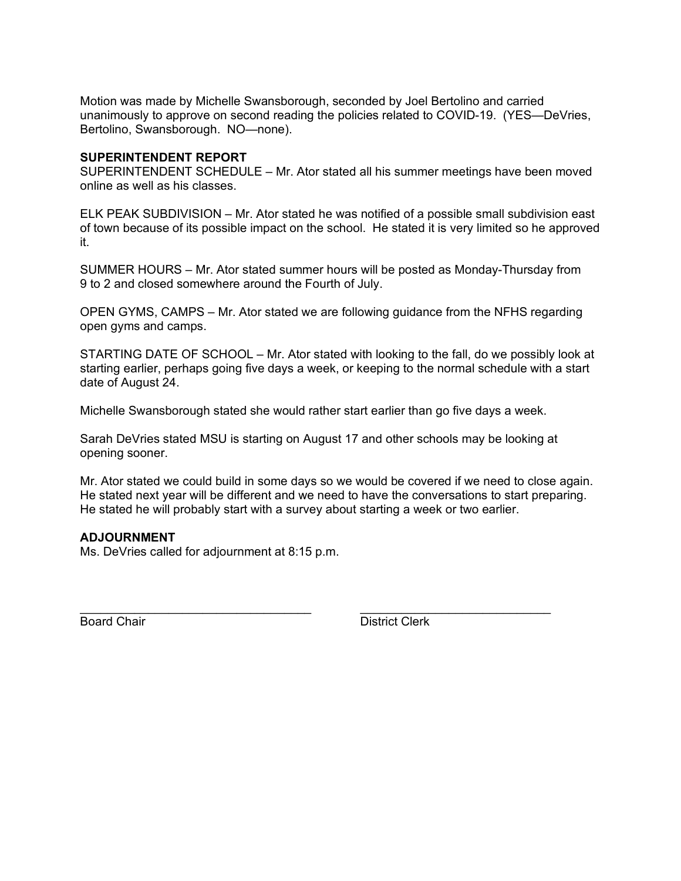Motion was made by Michelle Swansborough, seconded by Joel Bertolino and carried unanimously to approve on second reading the policies related to COVID-19. (YES—DeVries, Bertolino, Swansborough. NO—none).

**SUPERINTENDENT REPORT**

SUPERINTENDENT SCHEDULE – Mr. Ator stated all his summer meetings have been moved online as well as his classes.

ELK PEAK SUBDIVISION – Mr. Ator stated he was notified of a possible small subdivision east of town because of its possible impact on the school. He stated it is very limited so he approved it.

SUMMER HOURS – Mr. Ator stated summer hours will be posted as Monday-Thursday from 9 to 2 and closed somewhere around the Fourth of July.

OPEN GYMS, CAMPS – Mr. Ator stated we are following guidance from the NFHS regarding open gyms and camps.

STARTING DATE OF SCHOOL – Mr. Ator stated with looking to the fall, do we possibly look at starting earlier, perhaps going five days a week, or keeping to the normal schedule with a start date of August 24.

Michelle Swansborough stated she would rather start earlier than go five days a week.

Sarah DeVries stated MSU is starting on August 17 and other schools may be looking at opening sooner.

Mr. Ator stated we could build in some days so we would be covered if we need to close again. He stated next year will be different and we need to have the conversations to start preparing. He stated he will probably start with a survey about starting a week or two earlier.

**ADJOURNMENT**

Ms. DeVries called for adjournment at 8:15 p.m.

\_\_\_\_\_\_\_\_\_\_\_\_\_\_\_\_\_\_\_\_\_\_\_\_\_\_\_\_\_\_\_\_\_\_ \_\_\_\_\_\_\_\_\_\_\_\_\_\_\_\_\_\_\_\_\_\_\_\_\_\_\_\_\_\_\_\_

Board Chair District Clerk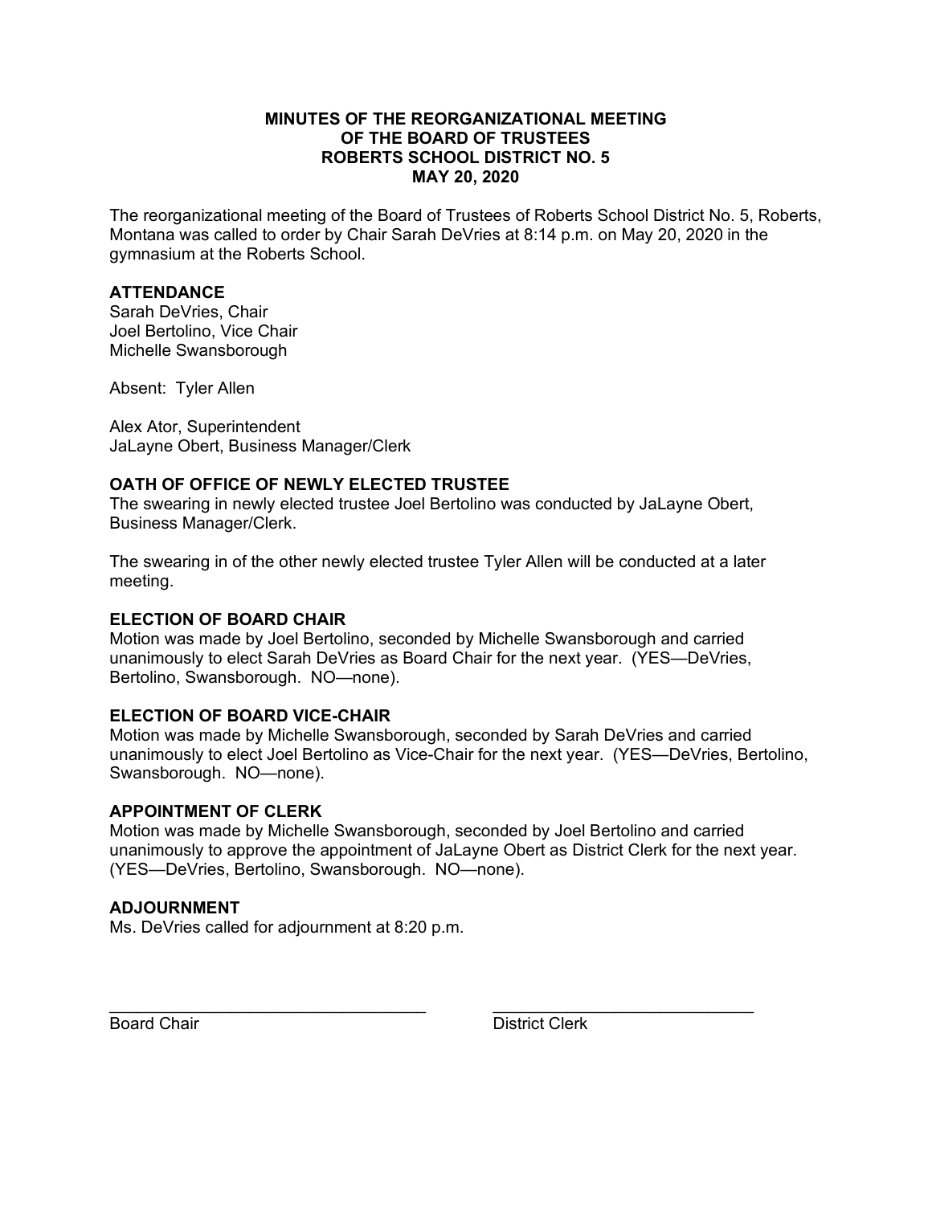**MINUTES OF THE REORGANIZATIONAL MEETING**
**OF THE BOARD OF TRUSTEES**
**ROBERTS SCHOOL DISTRICT NO. 5**
**MAY 20, 2020**

The reorganizational meeting of the Board of Trustees of Roberts School District No. 5, Roberts, Montana was called to order by Chair Sarah DeVries at 8:14 p.m. on May 20, 2020 in the gymnasium at the Roberts School.

### ATTENDANCE

Sarah DeVries, Chair
Joel Bertolino, Vice Chair
Michelle Swansborough

Absent: Tyler Allen

Alex Ator, Superintendent
JaLayne Obert, Business Manager/Clerk

### OATH OF OFFICE OF NEWLY ELECTED TRUSTEE

The swearing in newly elected trustee Joel Bertolino was conducted by JaLayne Obert, Business Manager/Clerk.

The swearing in of the other newly elected trustee Tyler Allen will be conducted at a later meeting.

### ELECTION OF BOARD CHAIR

Motion was made by Joel Bertolino, seconded by Michelle Swansborough and carried unanimously to elect Sarah DeVries as Board Chair for the next year. (YES—DeVries, Bertolino, Swansborough. NO—none).

### ELECTION OF BOARD VICE-CHAIR

Motion was made by Michelle Swansborough, seconded by Sarah DeVries and carried unanimously to elect Joel Bertolino as Vice-Chair for the next year. (YES—DeVries, Bertolino, Swansborough. NO—none).

### APPOINTMENT OF CLERK

Motion was made by Michelle Swansborough, seconded by Joel Bertolino and carried unanimously to approve the appointment of JaLayne Obert as District Clerk for the next year. (YES—DeVries, Bertolino, Swansborough. NO—none).

### ADJOURNMENT

Ms. DeVries called for adjournment at 8:20 p.m.

\_\_\_\_\_\_\_\_\_\_\_\_\_\_\_\_\_\_\_\_\_\_\_\_\_\_\_\_\_\_\_\_\_\_\_ \_\_\_\_\_\_\_\_\_\_\_\_\_\_\_\_\_\_\_\_\_\_\_\_\_\_\_\_\_\_
Board Chair District Clerk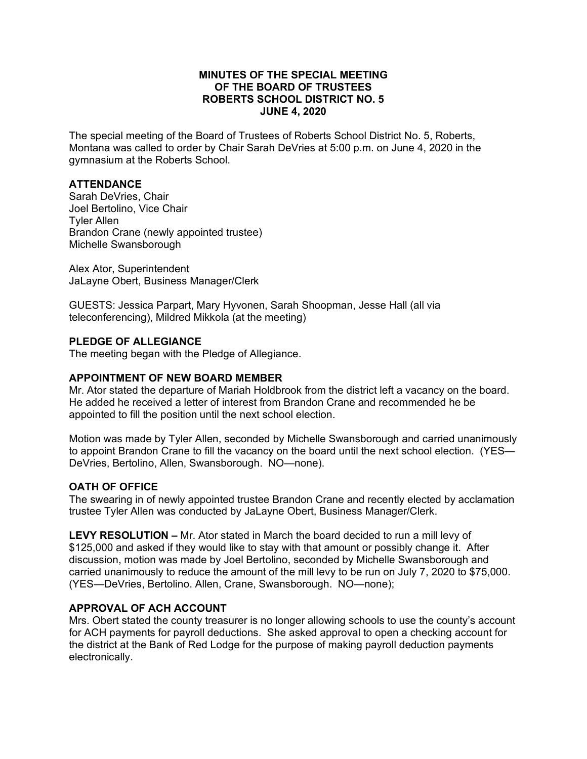**MINUTES OF THE SPECIAL MEETING**
**OF THE BOARD OF TRUSTEES**
**ROBERTS SCHOOL DISTRICT NO. 5**
**JUNE 4, 2020**

The special meeting of the Board of Trustees of Roberts School District No. 5, Roberts, Montana was called to order by Chair Sarah DeVries at 5:00 p.m. on June 4, 2020 in the gymnasium at the Roberts School.

## ATTENDANCE

Sarah DeVries, Chair
Joel Bertolino, Vice Chair
Tyler Allen
Brandon Crane (newly appointed trustee)
Michelle Swansborough

Alex Ator, Superintendent
JaLayne Obert, Business Manager/Clerk

GUESTS: Jessica Parpart, Mary Hyvonen, Sarah Shoopman, Jesse Hall (all via teleconferencing), Mildred Mikkola (at the meeting)

## PLEDGE OF ALLEGIANCE

The meeting began with the Pledge of Allegiance.

## APPOINTMENT OF NEW BOARD MEMBER

Mr. Ator stated the departure of Mariah Holdbrook from the district left a vacancy on the board. He added he received a letter of interest from Brandon Crane and recommended he be appointed to fill the position until the next school election.

Motion was made by Tyler Allen, seconded by Michelle Swansborough and carried unanimously to appoint Brandon Crane to fill the vacancy on the board until the next school election. (YES—DeVries, Bertolino, Allen, Swansborough. NO—none).

## OATH OF OFFICE

The swearing in of newly appointed trustee Brandon Crane and recently elected by acclamation trustee Tyler Allen was conducted by JaLayne Obert, Business Manager/Clerk.

**LEVY RESOLUTION –** Mr. Ator stated in March the board decided to run a mill levy of $125,000 and asked if they would like to stay with that amount or possibly change it. After discussion, motion was made by Joel Bertolino, seconded by Michelle Swansborough and carried unanimously to reduce the amount of the mill levy to be run on July 7, 2020 to $75,000. (YES—DeVries, Bertolino. Allen, Crane, Swansborough. NO—none);

## APPROVAL OF ACH ACCOUNT

Mrs. Obert stated the county treasurer is no longer allowing schools to use the county's account for ACH payments for payroll deductions. She asked approval to open a checking account for the district at the Bank of Red Lodge for the purpose of making payroll deduction payments electronically.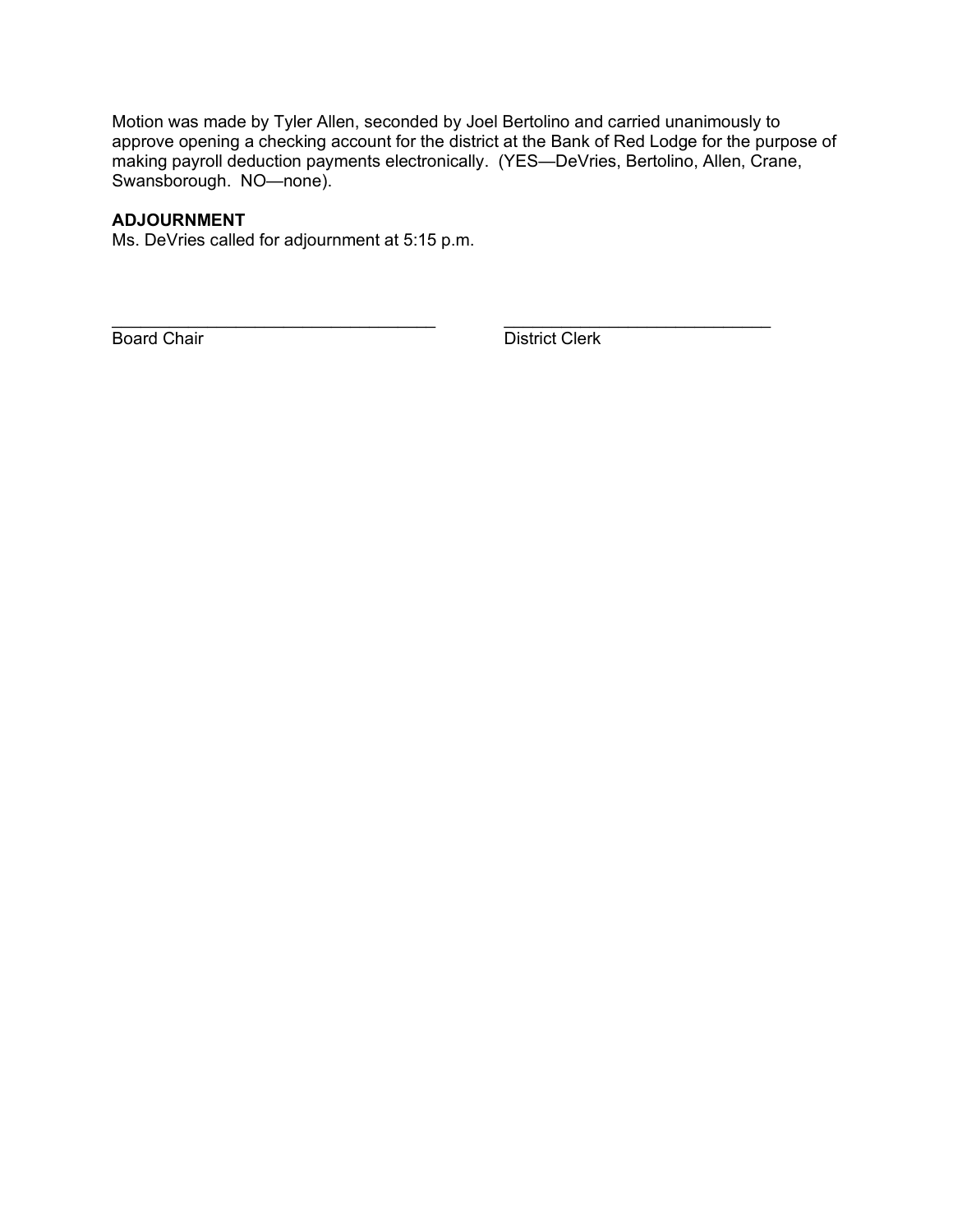Motion was made by Tyler Allen, seconded by Joel Bertolino and carried unanimously to approve opening a checking account for the district at the Bank of Red Lodge for the purpose of making payroll deduction payments electronically. (YES—DeVries, Bertolino, Allen, Crane, Swansborough. NO—none).

**ADJOURNMENT**

Ms. DeVries called for adjournment at 5:15 p.m.

___________________________________ ___________________________________

Board Chair District Clerk